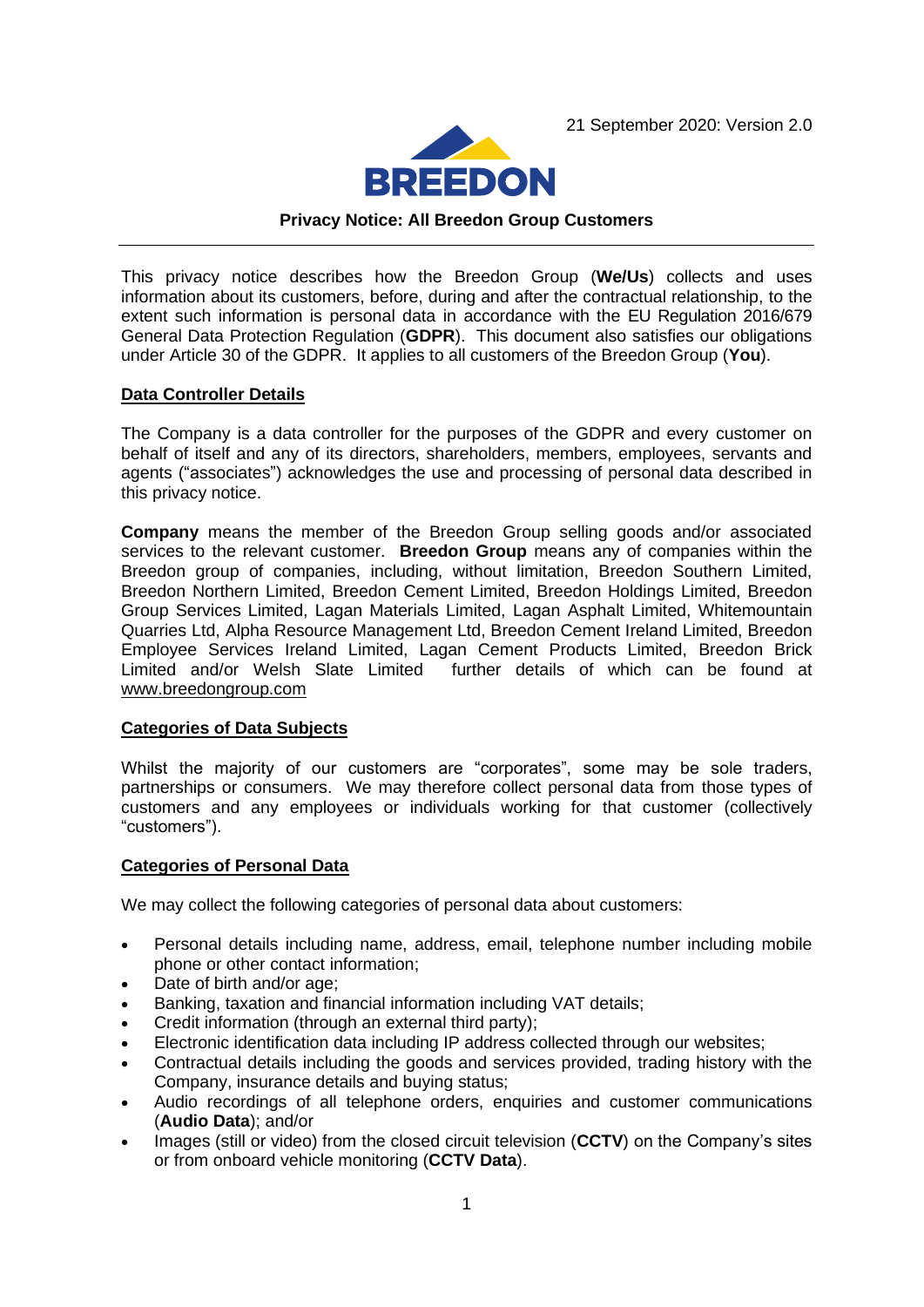21 September 2020: Version 2.0

BREEDON

# Privacy Notice: All Breedon Group Customers

This privacy notice describes how the Breedon Group (**We/Us**) collects and uses information about its customers, before, during and after the contractual relationship, to the extent such information is personal data in accordance with the EU Regulation 2016/679 General Data Protection Regulation (**GDPR**). This document also satisfies our obligations under Article 30 of the GDPR. It applies to all customers of the Breedon Group (**You**).

## Data Controller Details

The Company is a data controller for the purposes of the GDPR and every customer on behalf of itself and any of its directors, shareholders, members, employees, servants and agents ("associates") acknowledges the use and processing of personal data described in this privacy notice.

**Company** means the member of the Breedon Group selling goods and/or associated services to the relevant customer. **Breedon Group** means any of companies within the Breedon group of companies, including, without limitation, Breedon Southern Limited, Breedon Northern Limited, Breedon Cement Limited, Breedon Holdings Limited, Breedon Group Services Limited, Lagan Materials Limited, Lagan Asphalt Limited, Whitemountain Quarries Ltd, Alpha Resource Management Ltd, Breedon Cement Ireland Limited, Breedon Employee Services Ireland Limited, Lagan Cement Products Limited, Breedon Brick Limited and/or Welsh Slate Limited further details of which can be found at www.breedongroup.com

## Categories of Data Subjects

Whilst the majority of our customers are "corporates", some may be sole traders, partnerships or consumers. We may therefore collect personal data from those types of customers and any employees or individuals working for that customer (collectively "customers").

## Categories of Personal Data

We may collect the following categories of personal data about customers:

- Personal details including name, address, email, telephone number including mobile phone or other contact information;
- Date of birth and/or age;
- Banking, taxation and financial information including VAT details;
- Credit information (through an external third party);
- Electronic identification data including IP address collected through our websites;
- Contractual details including the goods and services provided, trading history with the Company, insurance details and buying status;
- Audio recordings of all telephone orders, enquiries and customer communications (**Audio Data**); and/or
- Images (still or video) from the closed circuit television (**CCTV**) on the Company's sites or from onboard vehicle monitoring (**CCTV Data**).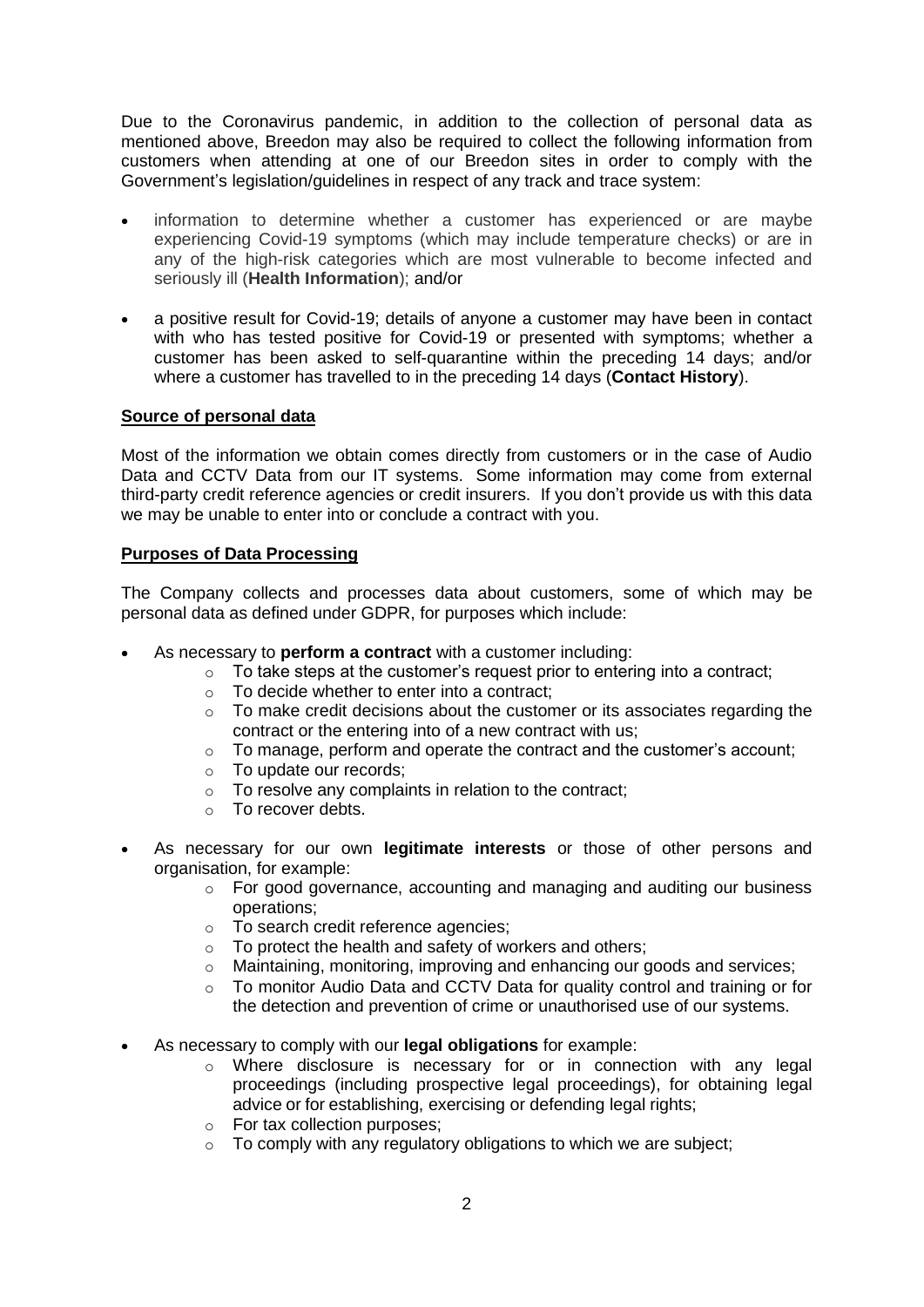Due to the Coronavirus pandemic, in addition to the collection of personal data as mentioned above, Breedon may also be required to collect the following information from customers when attending at one of our Breedon sites in order to comply with the Government's legislation/guidelines in respect of any track and trace system:

- information to determine whether a customer has experienced or are maybe experiencing Covid-19 symptoms (which may include temperature checks) or are in any of the high-risk categories which are most vulnerable to become infected and seriously ill (**Health Information**); and/or

- a positive result for Covid-19; details of anyone a customer may have been in contact with who has tested positive for Covid-19 or presented with symptoms; whether a customer has been asked to self-quarantine within the preceding 14 days; and/or where a customer has travelled to in the preceding 14 days (**Contact History**).

**Source of personal data**

Most of the information we obtain comes directly from customers or in the case of Audio Data and CCTV Data from our IT systems. Some information may come from external third-party credit reference agencies or credit insurers. If you don't provide us with this data we may be unable to enter into or conclude a contract with you.

**Purposes of Data Processing**

The Company collects and processes data about customers, some of which may be personal data as defined under GDPR, for purposes which include:

- As necessary to **perform a contract** with a customer including:
  - To take steps at the customer's request prior to entering into a contract;
  - To decide whether to enter into a contract;
  - To make credit decisions about the customer or its associates regarding the contract or the entering into of a new contract with us;
  - To manage, perform and operate the contract and the customer's account;
  - To update our records;
  - To resolve any complaints in relation to the contract;
  - To recover debts.

- As necessary for our own **legitimate interests** or those of other persons and organisation, for example:
  - For good governance, accounting and managing and auditing our business operations;
  - To search credit reference agencies;
  - To protect the health and safety of workers and others;
  - Maintaining, monitoring, improving and enhancing our goods and services;
  - To monitor Audio Data and CCTV Data for quality control and training or for the detection and prevention of crime or unauthorised use of our systems.

- As necessary to comply with our **legal obligations** for example:
  - Where disclosure is necessary for or in connection with any legal proceedings (including prospective legal proceedings), for obtaining legal advice or for establishing, exercising or defending legal rights;
  - For tax collection purposes;
  - To comply with any regulatory obligations to which we are subject;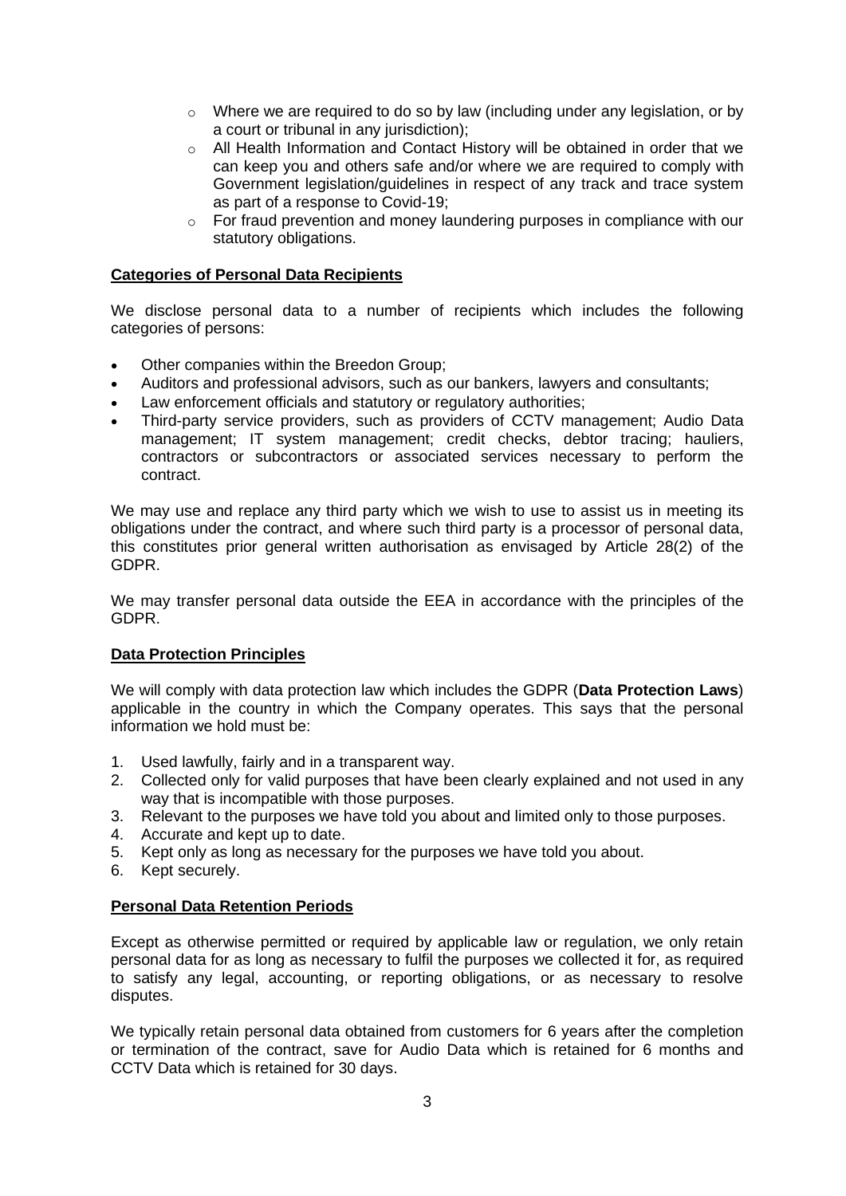- Where we are required to do so by law (including under any legislation, or by a court or tribunal in any jurisdiction);
- All Health Information and Contact History will be obtained in order that we can keep you and others safe and/or where we are required to comply with Government legislation/guidelines in respect of any track and trace system as part of a response to Covid-19;
- For fraud prevention and money laundering purposes in compliance with our statutory obligations.

**Categories of Personal Data Recipients**

We disclose personal data to a number of recipients which includes the following categories of persons:

- Other companies within the Breedon Group;
- Auditors and professional advisors, such as our bankers, lawyers and consultants;
- Law enforcement officials and statutory or regulatory authorities;
- Third-party service providers, such as providers of CCTV management; Audio Data management; IT system management; credit checks, debtor tracing; hauliers, contractors or subcontractors or associated services necessary to perform the contract.

We may use and replace any third party which we wish to use to assist us in meeting its obligations under the contract, and where such third party is a processor of personal data, this constitutes prior general written authorisation as envisaged by Article 28(2) of the GDPR.

We may transfer personal data outside the EEA in accordance with the principles of the GDPR.

**Data Protection Principles**

We will comply with data protection law which includes the GDPR (**Data Protection Laws**) applicable in the country in which the Company operates. This says that the personal information we hold must be:

1. Used lawfully, fairly and in a transparent way.
2. Collected only for valid purposes that have been clearly explained and not used in any way that is incompatible with those purposes.
3. Relevant to the purposes we have told you about and limited only to those purposes.
4. Accurate and kept up to date.
5. Kept only as long as necessary for the purposes we have told you about.
6. Kept securely.

**Personal Data Retention Periods**

Except as otherwise permitted or required by applicable law or regulation, we only retain personal data for as long as necessary to fulfil the purposes we collected it for, as required to satisfy any legal, accounting, or reporting obligations, or as necessary to resolve disputes.

We typically retain personal data obtained from customers for 6 years after the completion or termination of the contract, save for Audio Data which is retained for 6 months and CCTV Data which is retained for 30 days.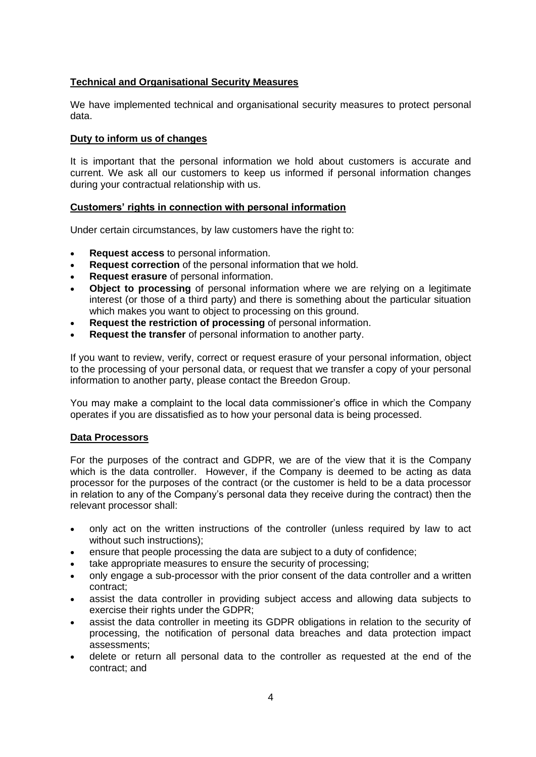**Technical and Organisational Security Measures**

We have implemented technical and organisational security measures to protect personal data.

**Duty to inform us of changes**

It is important that the personal information we hold about customers is accurate and current. We ask all our customers to keep us informed if personal information changes during your contractual relationship with us.

**Customers' rights in connection with personal information**

Under certain circumstances, by law customers have the right to:

- **Request access** to personal information.
- **Request correction** of the personal information that we hold.
- **Request erasure** of personal information.
- **Object to processing** of personal information where we are relying on a legitimate interest (or those of a third party) and there is something about the particular situation which makes you want to object to processing on this ground.
- **Request the restriction of processing** of personal information.
- **Request the transfer** of personal information to another party.

If you want to review, verify, correct or request erasure of your personal information, object to the processing of your personal data, or request that we transfer a copy of your personal information to another party, please contact the Breedon Group.

You may make a complaint to the local data commissioner's office in which the Company operates if you are dissatisfied as to how your personal data is being processed.

**Data Processors**

For the purposes of the contract and GDPR, we are of the view that it is the Company which is the data controller. However, if the Company is deemed to be acting as data processor for the purposes of the contract (or the customer is held to be a data processor in relation to any of the Company's personal data they receive during the contract) then the relevant processor shall:

- only act on the written instructions of the controller (unless required by law to act without such instructions);
- ensure that people processing the data are subject to a duty of confidence;
- take appropriate measures to ensure the security of processing;
- only engage a sub-processor with the prior consent of the data controller and a written contract;
- assist the data controller in providing subject access and allowing data subjects to exercise their rights under the GDPR;
- assist the data controller in meeting its GDPR obligations in relation to the security of processing, the notification of personal data breaches and data protection impact assessments;
- delete or return all personal data to the controller as requested at the end of the contract; and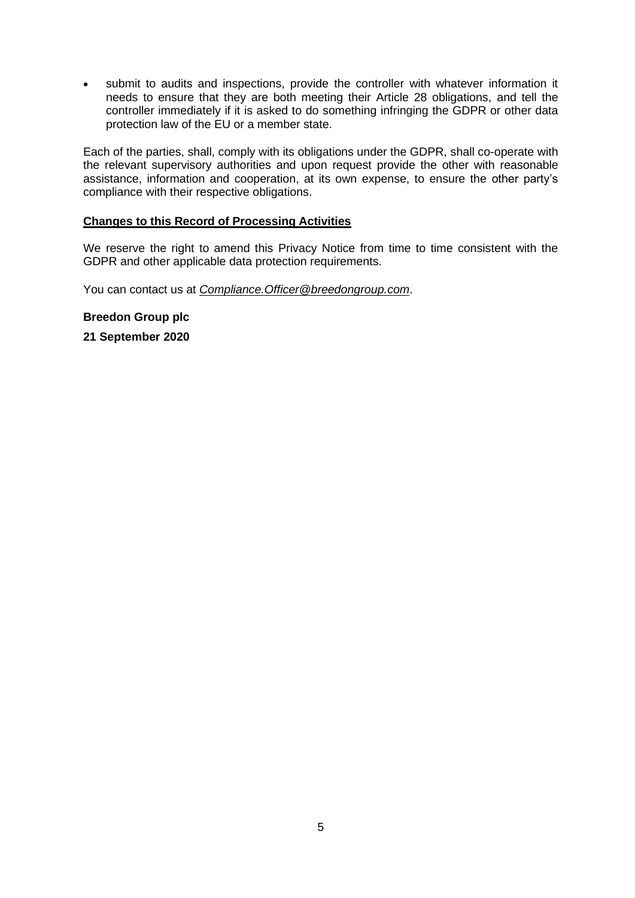- submit to audits and inspections, provide the controller with whatever information it needs to ensure that they are both meeting their Article 28 obligations, and tell the controller immediately if it is asked to do something infringing the GDPR or other data protection law of the EU or a member state.

Each of the parties, shall, comply with its obligations under the GDPR, shall co-operate with the relevant supervisory authorities and upon request provide the other with reasonable assistance, information and cooperation, at its own expense, to ensure the other party's compliance with their respective obligations.

**Changes to this Record of Processing Activities**

We reserve the right to amend this Privacy Notice from time to time consistent with the GDPR and other applicable data protection requirements.

You can contact us at *Compliance.Officer@breedongroup.com*.

**Breedon Group plc**

**21 September 2020**